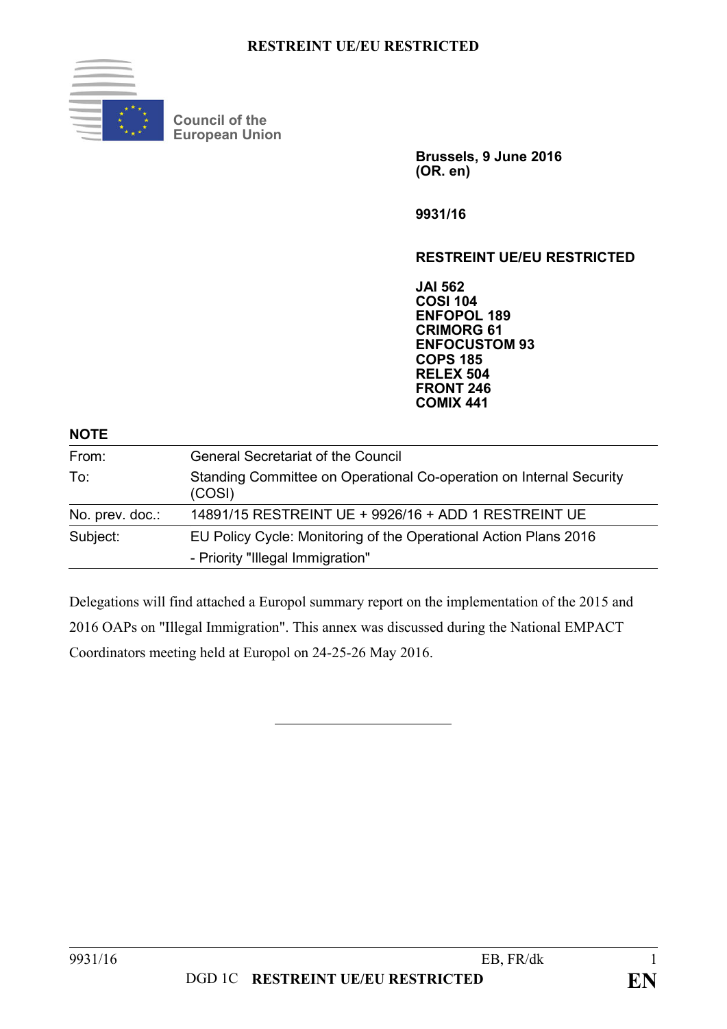**RESTREINT UE/EU RESTRICTED**

Council of the European Union

**Brussels, 9 June 2016**
**(OR. en)**

**9931/16**

**RESTREINT UE/EU RESTRICTED**

**JAI 562**
**COSI 104**
**ENFOPOL 189**
**CRIMORG 61**
**ENFOCUSTOM 93**
**COPS 185**
**RELEX 504**
**FRONT 246**
**COMIX 441**

**NOTE**

| | |
|---|---|
| From: | General Secretariat of the Council |
| To: | Standing Committee on Operational Co-operation on Internal Security (COSI) |
| No. prev. doc.: | 14891/15 RESTREINT UE + 9926/16 + ADD 1 RESTREINT UE |
| Subject: | EU Policy Cycle: Monitoring of the Operational Action Plans 2016<br>- Priority "Illegal Immigration" |

Delegations will find attached a Europol summary report on the implementation of the 2015 and 2016 OAPs on "Illegal Immigration". This annex was discussed during the National EMPACT Coordinators meeting held at Europol on 24-25-26 May 2016.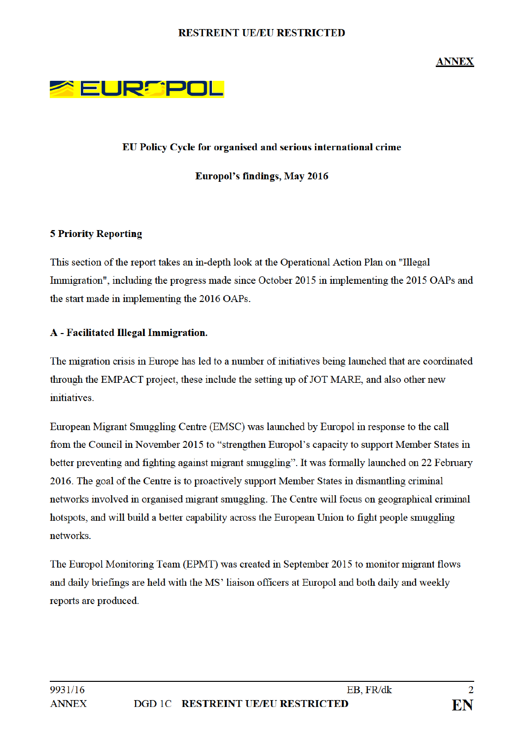**ANNEX**

EUROPOL

**EU Policy Cycle for organised and serious international crime**

**Europol's findings, May 2016**

**5 Priority Reporting**

This section of the report takes an in-depth look at the Operational Action Plan on "Illegal Immigration", including the progress made since October 2015 in implementing the 2015 OAPs and the start made in implementing the 2016 OAPs.

**A - Facilitated Illegal Immigration.**

The migration crisis in Europe has led to a number of initiatives being launched that are coordinated through the EMPACT project, these include the setting up of JOT MARE, and also other new initiatives.

European Migrant Smuggling Centre (EMSC) was launched by Europol in response to the call from the Council in November 2015 to "strengthen Europol's capacity to support Member States in better preventing and fighting against migrant smuggling". It was formally launched on 22 February 2016. The goal of the Centre is to proactively support Member States in dismantling criminal networks involved in organised migrant smuggling. The Centre will focus on geographical criminal hotspots, and will build a better capability across the European Union to fight people smuggling networks.

The Europol Monitoring Team (EPMT) was created in September 2015 to monitor migrant flows and daily briefings are held with the MS' liaison officers at Europol and both daily and weekly reports are produced.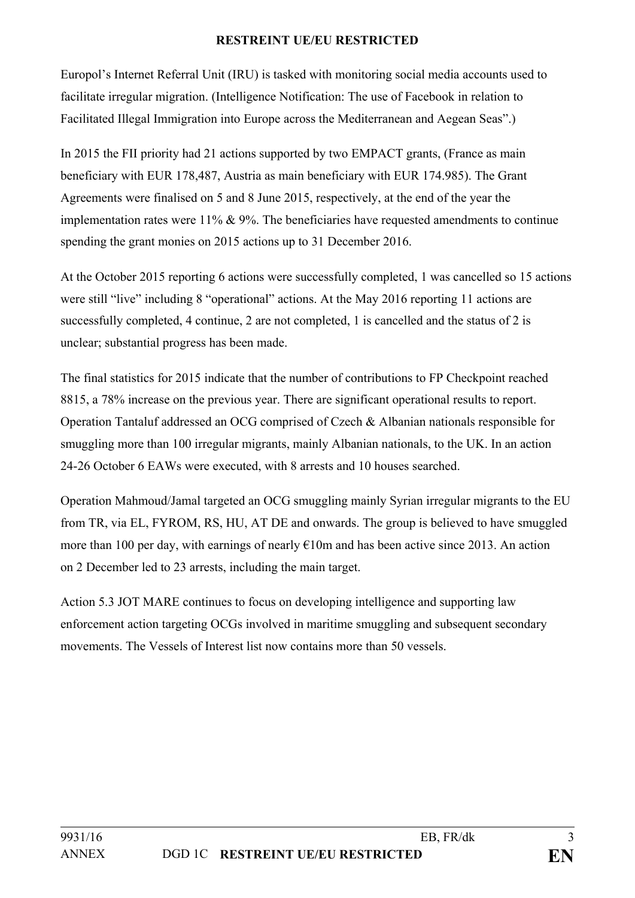Europol's Internet Referral Unit (IRU) is tasked with monitoring social media accounts used to facilitate irregular migration. (Intelligence Notification: The use of Facebook in relation to Facilitated Illegal Immigration into Europe across the Mediterranean and Aegean Seas".)

In 2015 the FII priority had 21 actions supported by two EMPACT grants, (France as main beneficiary with EUR 178,487, Austria as main beneficiary with EUR 174.985). The Grant Agreements were finalised on 5 and 8 June 2015, respectively, at the end of the year the implementation rates were 11% & 9%. The beneficiaries have requested amendments to continue spending the grant monies on 2015 actions up to 31 December 2016.

At the October 2015 reporting 6 actions were successfully completed, 1 was cancelled so 15 actions were still "live" including 8 "operational" actions. At the May 2016 reporting 11 actions are successfully completed, 4 continue, 2 are not completed, 1 is cancelled and the status of 2 is unclear; substantial progress has been made.

The final statistics for 2015 indicate that the number of contributions to FP Checkpoint reached 8815, a 78% increase on the previous year. There are significant operational results to report. Operation Tantaluf addressed an OCG comprised of Czech & Albanian nationals responsible for smuggling more than 100 irregular migrants, mainly Albanian nationals, to the UK. In an action 24-26 October 6 EAWs were executed, with 8 arrests and 10 houses searched.

Operation Mahmoud/Jamal targeted an OCG smuggling mainly Syrian irregular migrants to the EU from TR, via EL, FYROM, RS, HU, AT DE and onwards. The group is believed to have smuggled more than 100 per day, with earnings of nearly €10m and has been active since 2013. An action on 2 December led to 23 arrests, including the main target.

Action 5.3 JOT MARE continues to focus on developing intelligence and supporting law enforcement action targeting OCGs involved in maritime smuggling and subsequent secondary movements. The Vessels of Interest list now contains more than 50 vessels.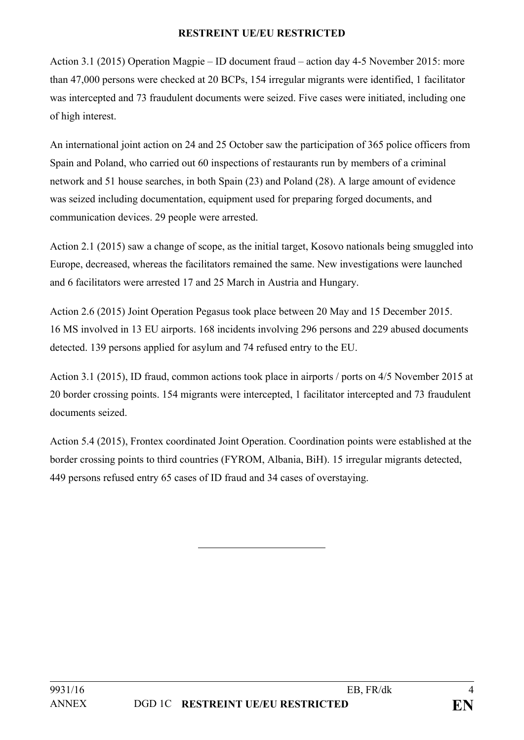Action 3.1 (2015) Operation Magpie – ID document fraud – action day 4-5 November 2015: more than 47,000 persons were checked at 20 BCPs, 154 irregular migrants were identified, 1 facilitator was intercepted and 73 fraudulent documents were seized. Five cases were initiated, including one of high interest.

An international joint action on 24 and 25 October saw the participation of 365 police officers from Spain and Poland, who carried out 60 inspections of restaurants run by members of a criminal network and 51 house searches, in both Spain (23) and Poland (28). A large amount of evidence was seized including documentation, equipment used for preparing forged documents, and communication devices. 29 people were arrested.

Action 2.1 (2015) saw a change of scope, as the initial target, Kosovo nationals being smuggled into Europe, decreased, whereas the facilitators remained the same. New investigations were launched and 6 facilitators were arrested 17 and 25 March in Austria and Hungary.

Action 2.6 (2015) Joint Operation Pegasus took place between 20 May and 15 December 2015. 16 MS involved in 13 EU airports. 168 incidents involving 296 persons and 229 abused documents detected. 139 persons applied for asylum and 74 refused entry to the EU.

Action 3.1 (2015), ID fraud, common actions took place in airports / ports on 4/5 November 2015 at 20 border crossing points. 154 migrants were intercepted, 1 facilitator intercepted and 73 fraudulent documents seized.

Action 5.4 (2015), Frontex coordinated Joint Operation. Coordination points were established at the border crossing points to third countries (FYROM, Albania, BiH). 15 irregular migrants detected, 449 persons refused entry 65 cases of ID fraud and 34 cases of overstaying.